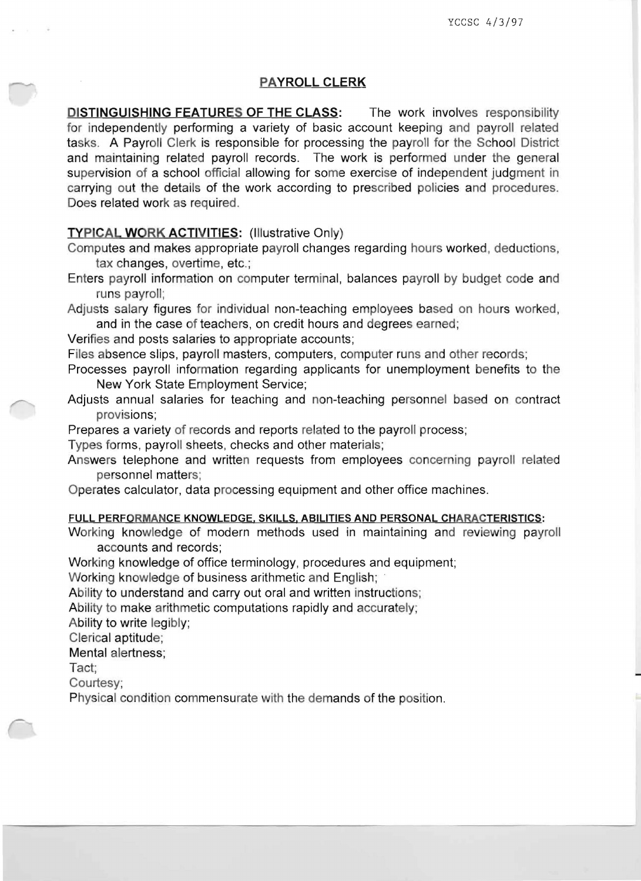YCCSC 4/3/97

## PAYROLL CLERK

**DISTINGUISHING FEATURES OF THE CLASS:** The work involves responsibility for independently performing a variety of basic account keeping and payroll related tasks. A Payroll Clerk is responsible for processing the payroll for the School District and maintaining related payroll records. The work is performed under the general supervision of a school official allowing for some exercise of independent judgment in carrying out the details of the work according to prescribed policies and procedures. Does related work as required.

**TYPICAL WORK ACTIVITIES:** (Illustrative Only)

Computes and makes appropriate payroll changes regarding hours worked, deductions, tax changes, overtime, etc.;
Enters payroll information on computer terminal, balances payroll by budget code and runs payroll;
Adjusts salary figures for individual non-teaching employees based on hours worked, and in the case of teachers, on credit hours and degrees earned;
Verifies and posts salaries to appropriate accounts;
Files absence slips, payroll masters, computers, computer runs and other records;
Processes payroll information regarding applicants for unemployment benefits to the New York State Employment Service;
Adjusts annual salaries for teaching and non-teaching personnel based on contract provisions;
Prepares a variety of records and reports related to the payroll process;
Types forms, payroll sheets, checks and other materials;
Answers telephone and written requests from employees concerning payroll related personnel matters;
Operates calculator, data processing equipment and other office machines.

**FULL PERFORMANCE KNOWLEDGE, SKILLS, ABILITIES AND PERSONAL CHARACTERISTICS:**

Working knowledge of modern methods used in maintaining and reviewing payroll accounts and records;
Working knowledge of office terminology, procedures and equipment;
Working knowledge of business arithmetic and English;
Ability to understand and carry out oral and written instructions;
Ability to make arithmetic computations rapidly and accurately;
Ability to write legibly;
Clerical aptitude;
Mental alertness;
Tact;
Courtesy;
Physical condition commensurate with the demands of the position.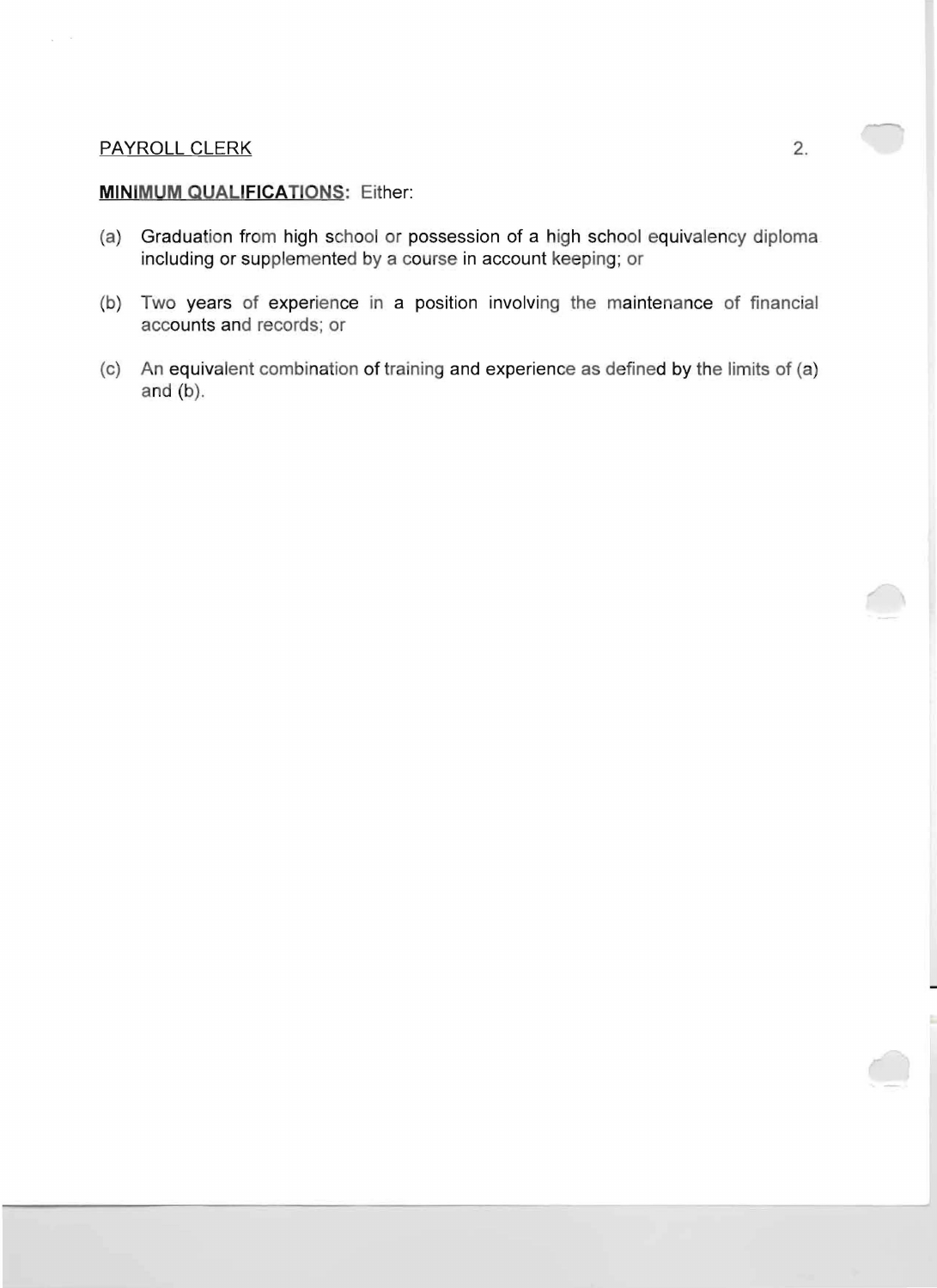**MINIMUM QUALIFICATIONS:** Either:

(a) Graduation from high school or possession of a high school equivalency diploma including or supplemented by a course in account keeping; or

(b) Two years of experience in a position involving the maintenance of financial accounts and records; or

(c) An equivalent combination of training and experience as defined by the limits of (a) and (b).